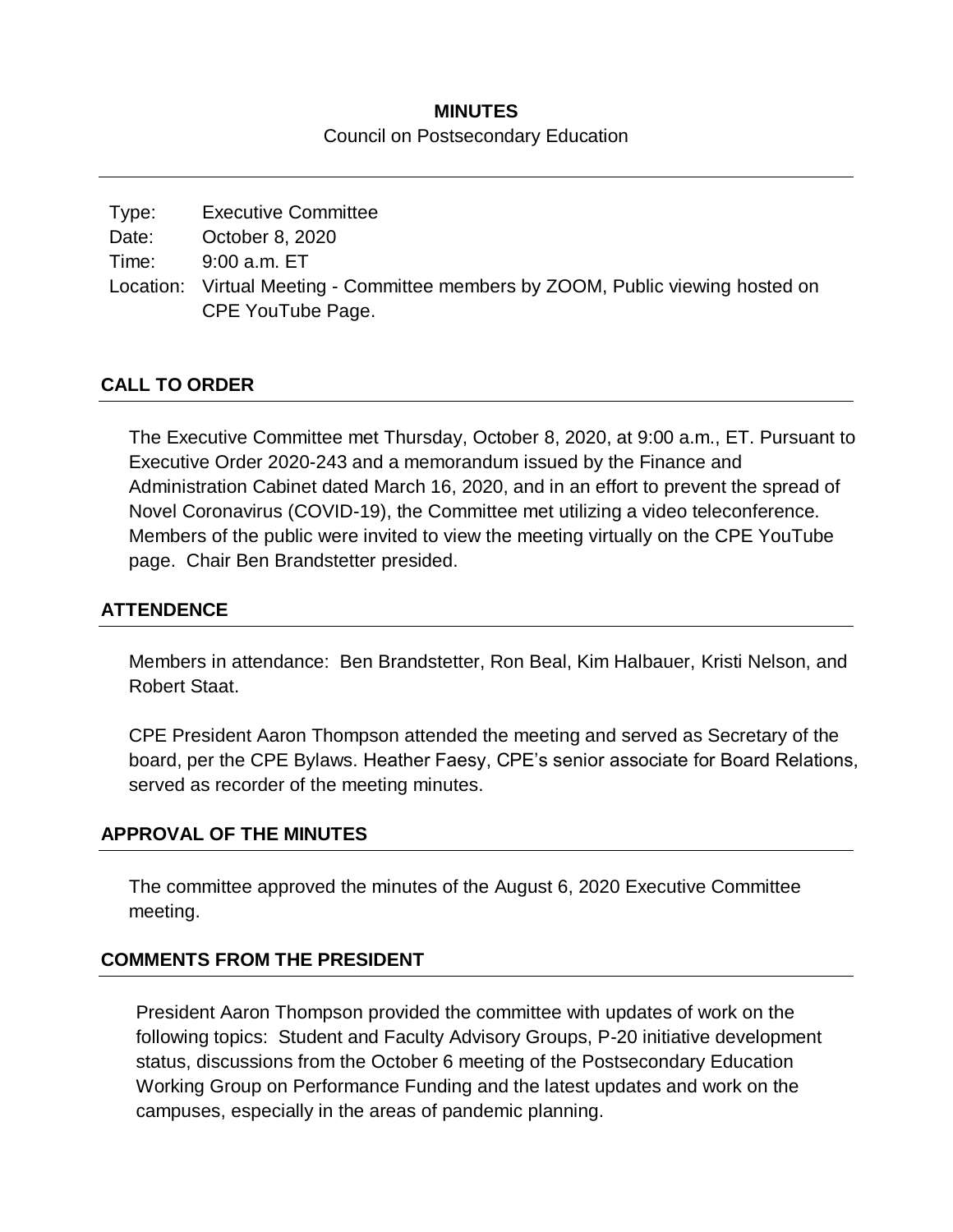**MINUTES**

Council on Postsecondary Education

---

Type: Executive Committee
Date: October 8, 2020
Time: 9:00 a.m. ET
Location: Virtual Meeting - Committee members by ZOOM, Public viewing hosted on CPE YouTube Page.

## CALL TO ORDER

The Executive Committee met Thursday, October 8, 2020, at 9:00 a.m., ET. Pursuant to Executive Order 2020-243 and a memorandum issued by the Finance and Administration Cabinet dated March 16, 2020, and in an effort to prevent the spread of Novel Coronavirus (COVID-19), the Committee met utilizing a video teleconference. Members of the public were invited to view the meeting virtually on the CPE YouTube page. Chair Ben Brandstetter presided.

## ATTENDENCE

Members in attendance: Ben Brandstetter, Ron Beal, Kim Halbauer, Kristi Nelson, and Robert Staat.

CPE President Aaron Thompson attended the meeting and served as Secretary of the board, per the CPE Bylaws. Heather Faesy, CPE's senior associate for Board Relations, served as recorder of the meeting minutes.

## APPROVAL OF THE MINUTES

The committee approved the minutes of the August 6, 2020 Executive Committee meeting.

## COMMENTS FROM THE PRESIDENT

President Aaron Thompson provided the committee with updates of work on the following topics: Student and Faculty Advisory Groups, P-20 initiative development status, discussions from the October 6 meeting of the Postsecondary Education Working Group on Performance Funding and the latest updates and work on the campuses, especially in the areas of pandemic planning.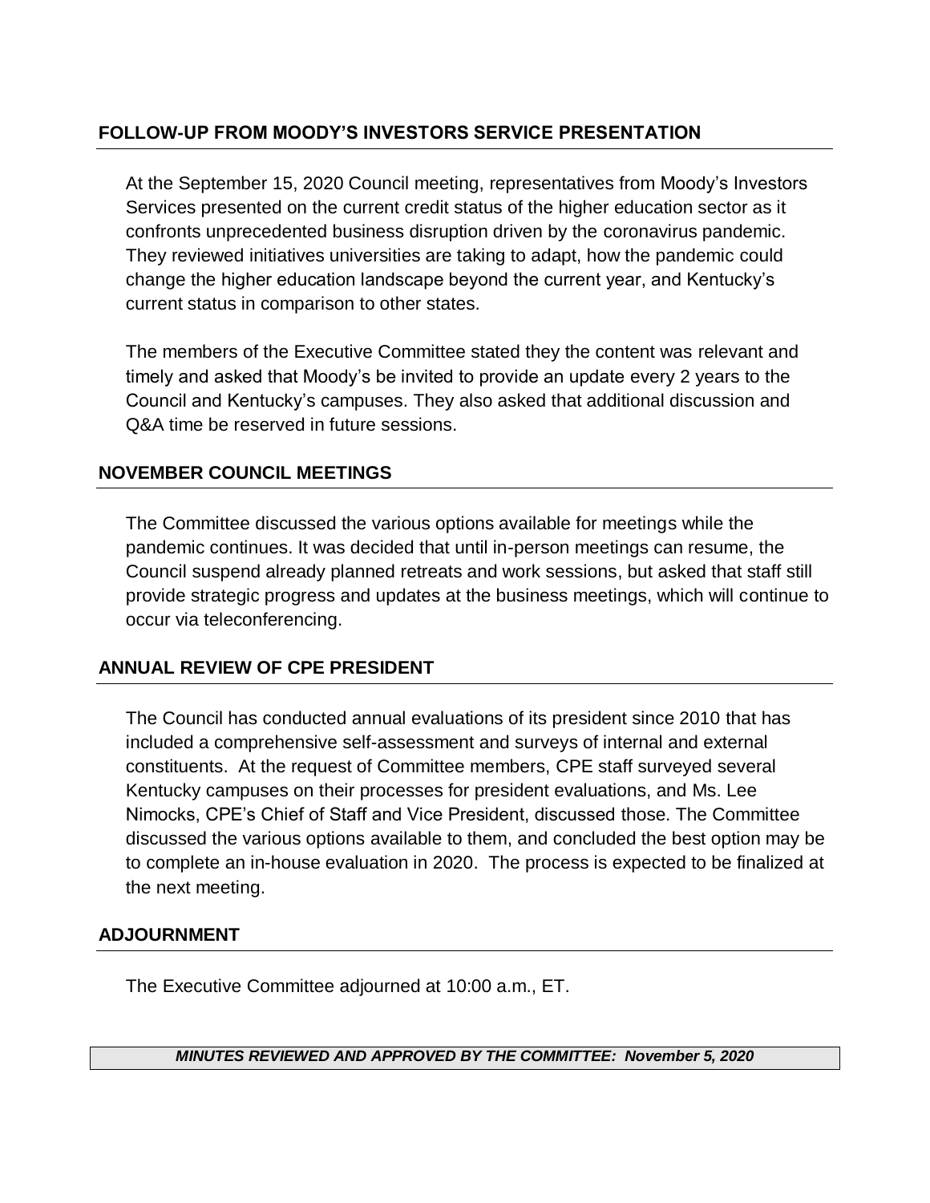## FOLLOW-UP FROM MOODY'S INVESTORS SERVICE PRESENTATION

At the September 15, 2020 Council meeting, representatives from Moody's Investors Services presented on the current credit status of the higher education sector as it confronts unprecedented business disruption driven by the coronavirus pandemic. They reviewed initiatives universities are taking to adapt, how the pandemic could change the higher education landscape beyond the current year, and Kentucky's current status in comparison to other states.

The members of the Executive Committee stated they the content was relevant and timely and asked that Moody's be invited to provide an update every 2 years to the Council and Kentucky's campuses. They also asked that additional discussion and Q&A time be reserved in future sessions.

## NOVEMBER COUNCIL MEETINGS

The Committee discussed the various options available for meetings while the pandemic continues. It was decided that until in-person meetings can resume, the Council suspend already planned retreats and work sessions, but asked that staff still provide strategic progress and updates at the business meetings, which will continue to occur via teleconferencing.

## ANNUAL REVIEW OF CPE PRESIDENT

The Council has conducted annual evaluations of its president since 2010 that has included a comprehensive self-assessment and surveys of internal and external constituents. At the request of Committee members, CPE staff surveyed several Kentucky campuses on their processes for president evaluations, and Ms. Lee Nimocks, CPE's Chief of Staff and Vice President, discussed those. The Committee discussed the various options available to them, and concluded the best option may be to complete an in-house evaluation in 2020. The process is expected to be finalized at the next meeting.

## ADJOURNMENT

The Executive Committee adjourned at 10:00 a.m., ET.

***MINUTES REVIEWED AND APPROVED BY THE COMMITTEE: November 5, 2020***